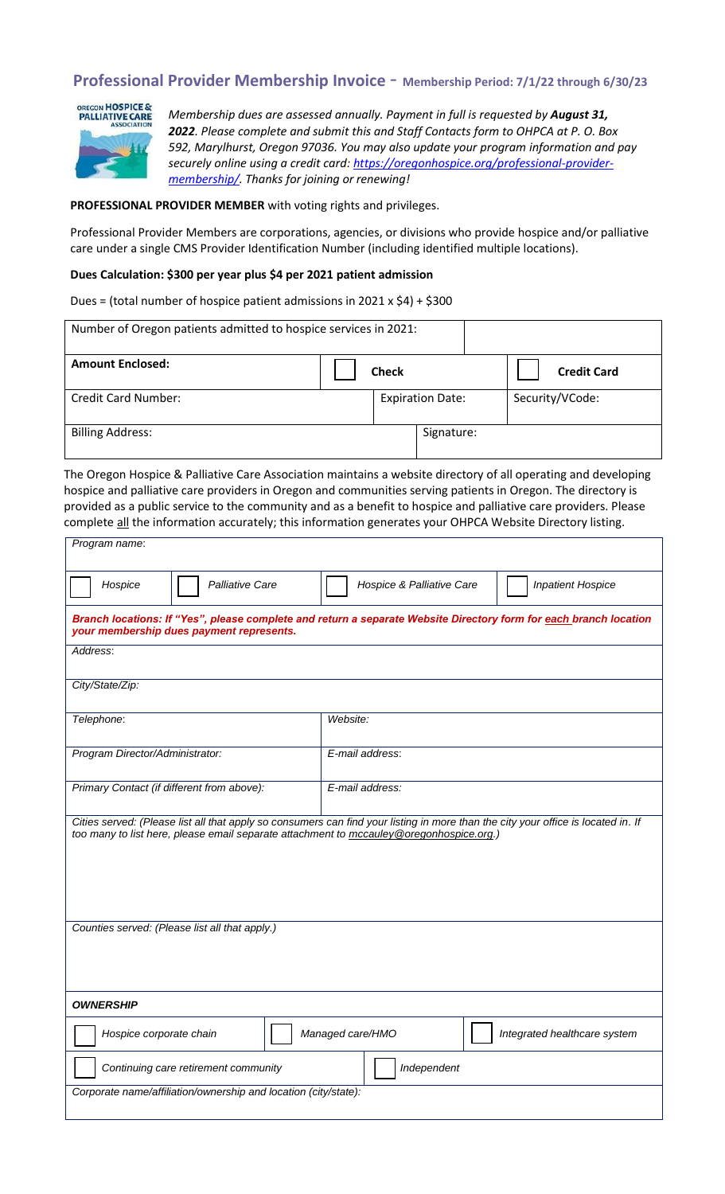# Professional Provider Membership Invoice - Membership Period: 7/1/22 through 6/30/23

*Membership dues are assessed annually. Payment in full is requested by **August 31, 2022**. Please complete and submit this and Staff Contacts form to OHPCA at P. O. Box 592, Marylhurst, Oregon 97036. You may also update your program information and pay securely online using a credit card: [https://oregonhospice.org/professional-provider-membership/](https://oregonhospice.org/professional-provider-membership/). Thanks for joining or renewing!*

**PROFESSIONAL PROVIDER MEMBER** with voting rights and privileges.

Professional Provider Members are corporations, agencies, or divisions who provide hospice and/or palliative care under a single CMS Provider Identification Number (including identified multiple locations).

**Dues Calculation: $300 per year plus $4 per 2021 patient admission**

Dues = (total number of hospice patient admissions in 2021 x $4) + $300

| Number of Oregon patients admitted to hospice services in 2021: | | |
|---|---|---|
| **Amount Enclosed:** | ☐ **Check** | ☐ **Credit Card** |
| Credit Card Number: | Expiration Date: | Security/VCode: |
| Billing Address: | Signature: | |

The Oregon Hospice & Palliative Care Association maintains a website directory of all operating and developing hospice and palliative care providers in Oregon and communities serving patients in Oregon. The directory is provided as a public service to the community and as a benefit to hospice and palliative care providers. Please complete all the information accurately; this information generates your OHPCA Website Directory listing.

| *Program name*: | | | |
|---|---|---|---|
| ☐ *Hospice* | ☐ *Palliative Care* | ☐ *Hospice & Palliative Care* | ☐ *Inpatient Hospice* |
| ***Branch locations: If "Yes", please complete and return a separate Website Directory form for each branch location your membership dues payment represents.*** | | | |
| *Address*: | | | |
| *City/State/Zip:* | | | |
| *Telephone*: | | *Website:* | |
| *Program Director/Administrator:* | | *E-mail address*: | |
| *Primary Contact (if different from above):* | | *E-mail address:* | |
| *Cities served: (Please list all that apply so consumers can find your listing in more than the city your office is located in. If too many to list here, please email separate attachment to mccauley@oregonhospice.org.)* | | | |
| *Counties served: (Please list all that apply.)* | | | |
| ***OWNERSHIP*** | | | |
| ☐ *Hospice corporate chain* | ☐ *Managed care/HMO* | ☐ *Integrated healthcare system* | |
| ☐ *Continuing care retirement community* | ☐ *Independent* | | |
| *Corporate name/affiliation/ownership and location (city/state):* | | | |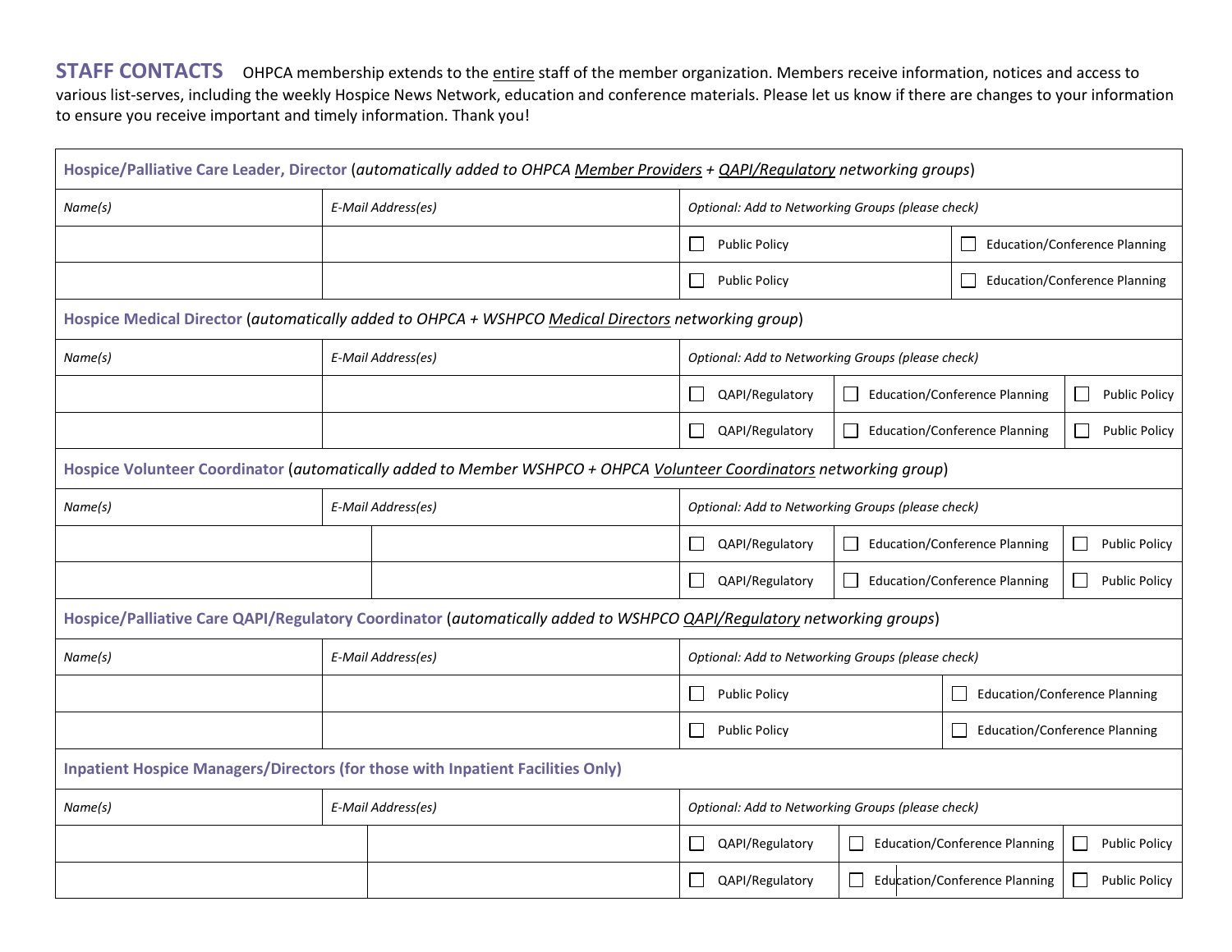**STAFF CONTACTS** OHPCA membership extends to the entire staff of the member organization. Members receive information, notices and access to various list-serves, including the weekly Hospice News Network, education and conference materials. Please let us know if there are changes to your information to ensure you receive important and timely information. Thank you!

| **Hospice/Palliative Care Leader, Director** (*automatically added to OHPCA Member Providers + QAPI/Regulatory networking groups*) | | | |
|---|---|---|---|
| *Name(s)* | *E-Mail Address(es)* | *Optional: Add to Networking Groups (please check)* | |
| | | ☐ Public Policy | ☐ Education/Conference Planning |
| | | ☐ Public Policy | ☐ Education/Conference Planning |

| **Hospice Medical Director** (*automatically added to OHPCA + WSHPCO Medical Directors networking group*) | | | | |
|---|---|---|---|---|
| *Name(s)* | *E-Mail Address(es)* | *Optional: Add to Networking Groups (please check)* | | |
| | | ☐ QAPI/Regulatory | ☐ Education/Conference Planning | ☐ Public Policy |
| | | ☐ QAPI/Regulatory | ☐ Education/Conference Planning | ☐ Public Policy |

| **Hospice Volunteer Coordinator** (*automatically added to Member WSHPCO + OHPCA Volunteer Coordinators networking group*) | | | | |
|---|---|---|---|---|
| *Name(s)* | *E-Mail Address(es)* | *Optional: Add to Networking Groups (please check)* | | |
| | | ☐ QAPI/Regulatory | ☐ Education/Conference Planning | ☐ Public Policy |
| | | ☐ QAPI/Regulatory | ☐ Education/Conference Planning | ☐ Public Policy |

| **Hospice/Palliative Care QAPI/Regulatory Coordinator** (*automatically added to WSHPCO QAPI/Regulatory networking groups*) | | | |
|---|---|---|---|
| *Name(s)* | *E-Mail Address(es)* | *Optional: Add to Networking Groups (please check)* | |
| | | ☐ Public Policy | ☐ Education/Conference Planning |
| | | ☐ Public Policy | ☐ Education/Conference Planning |

| **Inpatient Hospice Managers/Directors (for those with Inpatient Facilities Only)** | | | | |
|---|---|---|---|---|
| *Name(s)* | *E-Mail Address(es)* | *Optional: Add to Networking Groups (please check)* | | |
| | | ☐ QAPI/Regulatory | ☐ Education/Conference Planning | ☐ Public Policy |
| | | ☐ QAPI/Regulatory | ☐ Education/Conference Planning | ☐ Public Policy |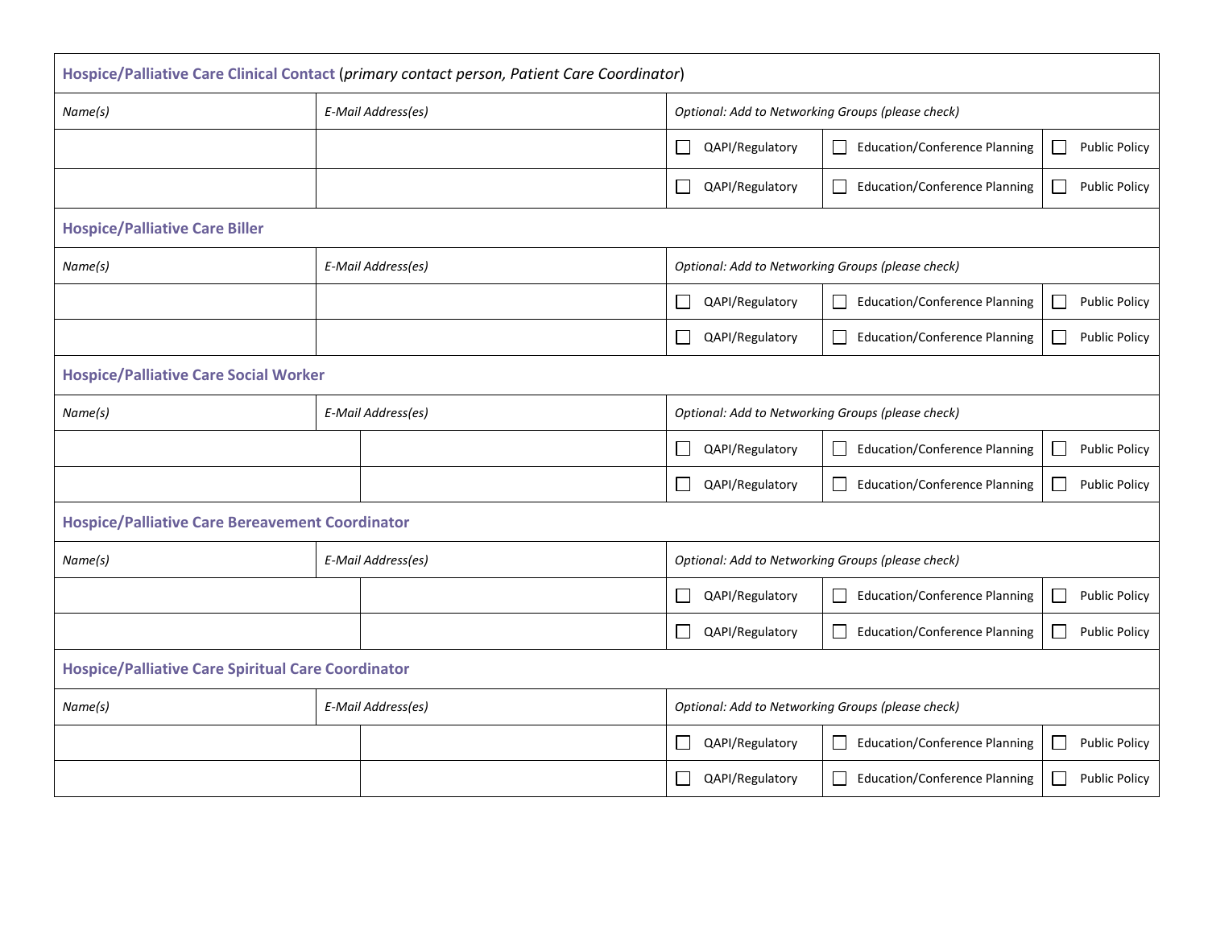| **Hospice/Palliative Care Clinical Contact** (*primary contact person, Patient Care Coordinator*) | | | | |
|---|---|---|---|---|
| *Name(s)* | *E-Mail Address(es)* | *Optional: Add to Networking Groups (please check)* | | |
| | | ☐ QAPI/Regulatory | ☐ Education/Conference Planning | ☐ Public Policy |
| | | ☐ QAPI/Regulatory | ☐ Education/Conference Planning | ☐ Public Policy |

| **Hospice/Palliative Care Biller** | | | | |
|---|---|---|---|---|
| *Name(s)* | *E-Mail Address(es)* | *Optional: Add to Networking Groups (please check)* | | |
| | | ☐ QAPI/Regulatory | ☐ Education/Conference Planning | ☐ Public Policy |
| | | ☐ QAPI/Regulatory | ☐ Education/Conference Planning | ☐ Public Policy |

| **Hospice/Palliative Care Social Worker** | | | | |
|---|---|---|---|---|
| *Name(s)* | *E-Mail Address(es)* | *Optional: Add to Networking Groups (please check)* | | |
| | | ☐ QAPI/Regulatory | ☐ Education/Conference Planning | ☐ Public Policy |
| | | ☐ QAPI/Regulatory | ☐ Education/Conference Planning | ☐ Public Policy |

| **Hospice/Palliative Care Bereavement Coordinator** | | | | |
|---|---|---|---|---|
| *Name(s)* | *E-Mail Address(es)* | *Optional: Add to Networking Groups (please check)* | | |
| | | ☐ QAPI/Regulatory | ☐ Education/Conference Planning | ☐ Public Policy |
| | | ☐ QAPI/Regulatory | ☐ Education/Conference Planning | ☐ Public Policy |

| **Hospice/Palliative Care Spiritual Care Coordinator** | | | | |
|---|---|---|---|---|
| *Name(s)* | *E-Mail Address(es)* | *Optional: Add to Networking Groups (please check)* | | |
| | | ☐ QAPI/Regulatory | ☐ Education/Conference Planning | ☐ Public Policy |
| | | ☐ QAPI/Regulatory | ☐ Education/Conference Planning | ☐ Public Policy |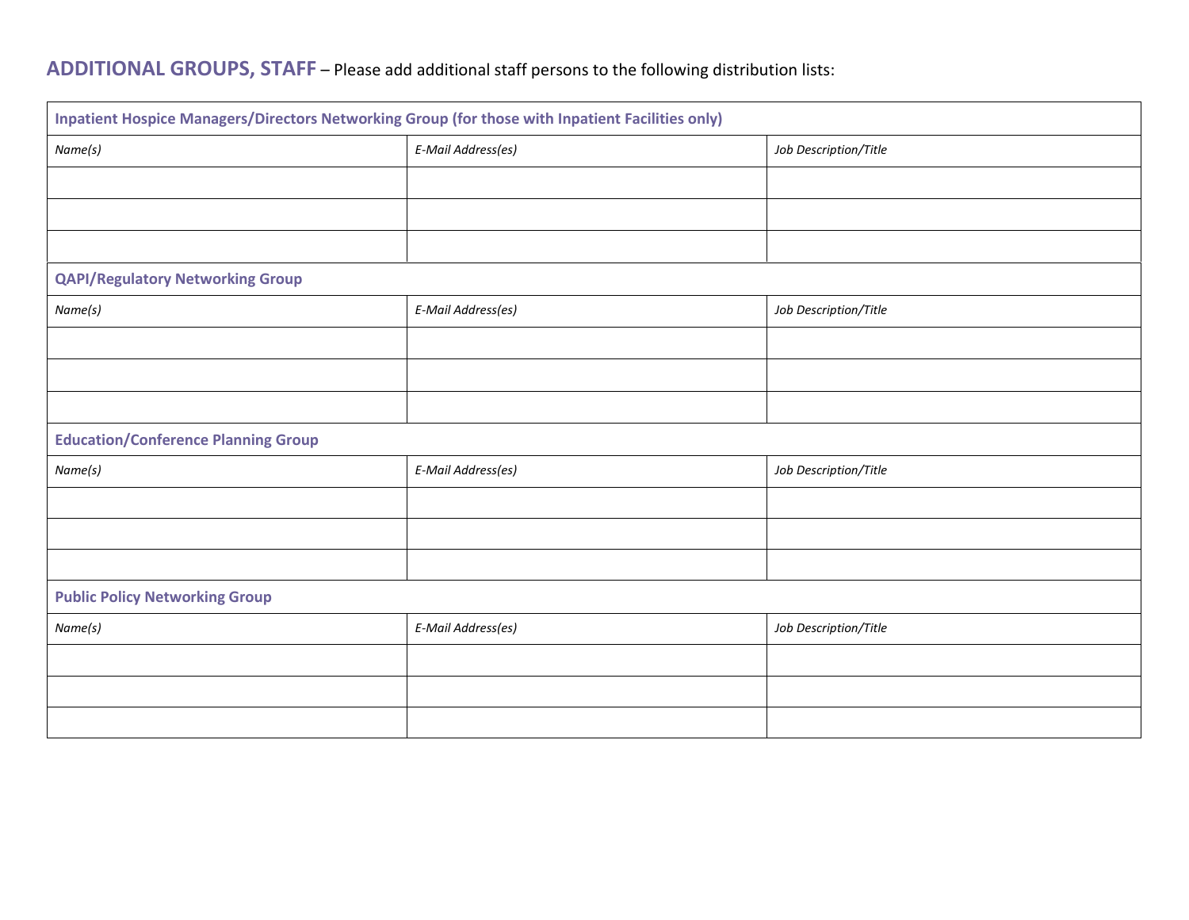**ADDITIONAL GROUPS, STAFF** – Please add additional staff persons to the following distribution lists:

| **Inpatient Hospice Managers/Directors Networking Group (for those with Inpatient Facilities only)** | | |
|---|---|---|
| *Name(s)* | *E-Mail Address(es)* | *Job Description/Title* |
| | | |
| | | |
| | | |
| **QAPI/Regulatory Networking Group** | | |
| *Name(s)* | *E-Mail Address(es)* | *Job Description/Title* |
| | | |
| | | |
| | | |
| **Education/Conference Planning Group** | | |
| *Name(s)* | *E-Mail Address(es)* | *Job Description/Title* |
| | | |
| | | |
| | | |
| **Public Policy Networking Group** | | |
| *Name(s)* | *E-Mail Address(es)* | *Job Description/Title* |
| | | |
| | | |
| | | |